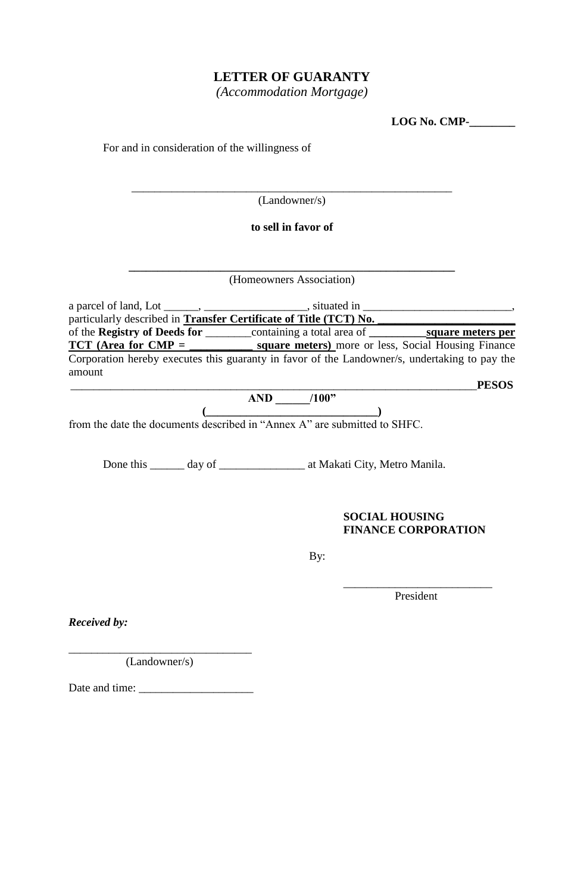# LETTER OF GUARANTY

*(Accommodation Mortgage)*

**LOG No. CMP-________**

For and in consideration of the willingness of

_______________________________________________________

(Landowner/s)

**to sell in favor of**

**_______________________________________________________**

(Homeowners Association)

a parcel of land, Lot ______, __________________, situated in __________________________, particularly described in **Transfer Certificate of Title (TCT) No. ________________________** of the **Registry of Deeds for** ________containing a total area of **__________square meters per TCT (Area for CMP = ___________ square meters)** more or less, Social Housing Finance Corporation hereby executes this guaranty in favor of the Landowner/s, undertaking to pay the amount ______________________________________________________________________**PESOS AND ______/100"**

**(______________________________)**

from the date the documents described in "Annex A" are submitted to SHFC.

Done this ______ day of _______________ at Makati City, Metro Manila.

**SOCIAL HOUSING FINANCE CORPORATION**

By:

__________________________

President

***Received by:***

_______________________________

(Landowner/s)

Date and time: ____________________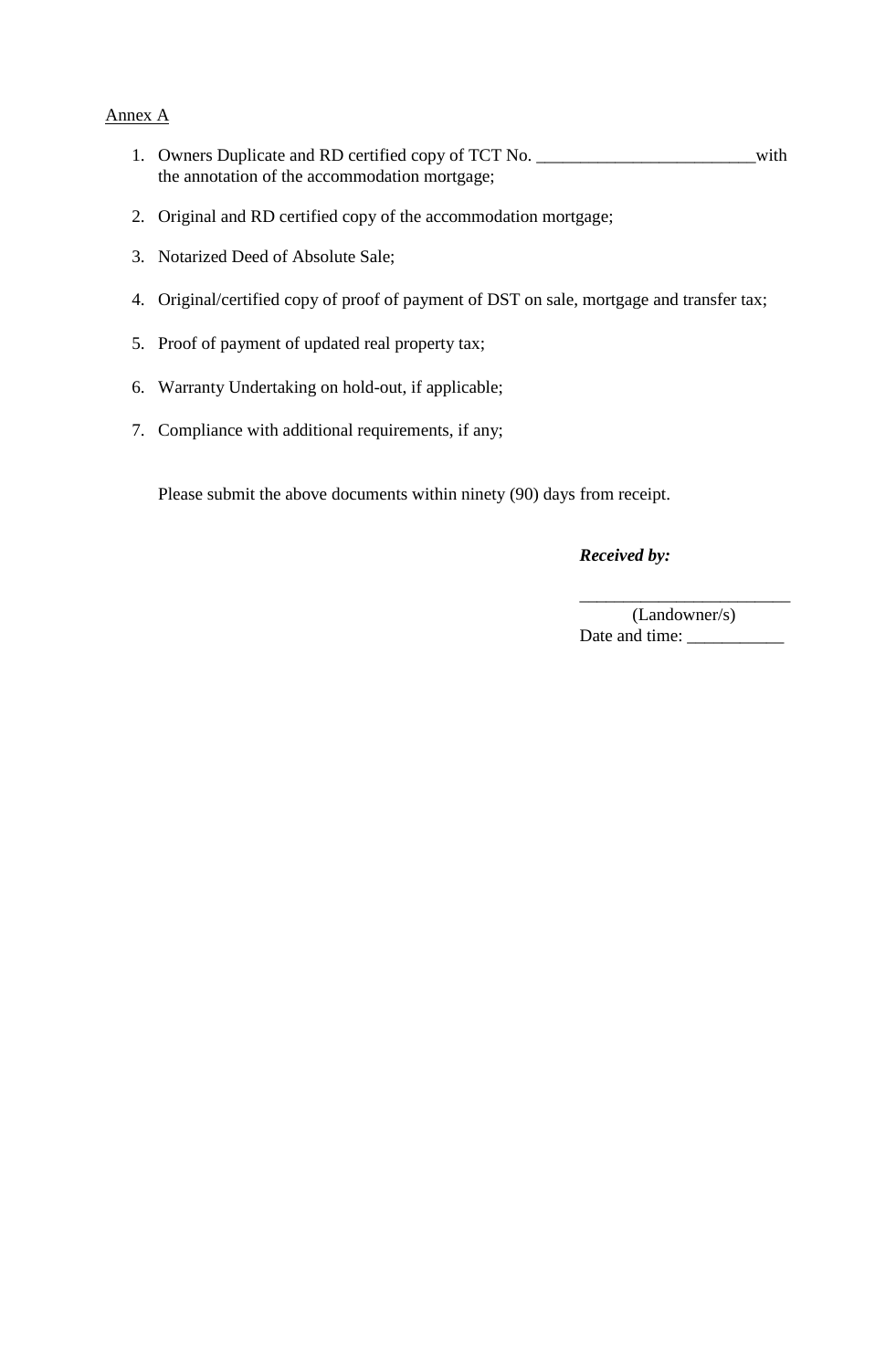Annex A

1. Owners Duplicate and RD certified copy of TCT No. _________________________with the annotation of the accommodation mortgage;

2. Original and RD certified copy of the accommodation mortgage;

3. Notarized Deed of Absolute Sale;

4. Original/certified copy of proof of payment of DST on sale, mortgage and transfer tax;

5. Proof of payment of updated real property tax;

6. Warranty Undertaking on hold-out, if applicable;

7. Compliance with additional requirements, if any;

Please submit the above documents within ninety (90) days from receipt.

***Received by:***

________________________
(Landowner/s)
Date and time: ___________